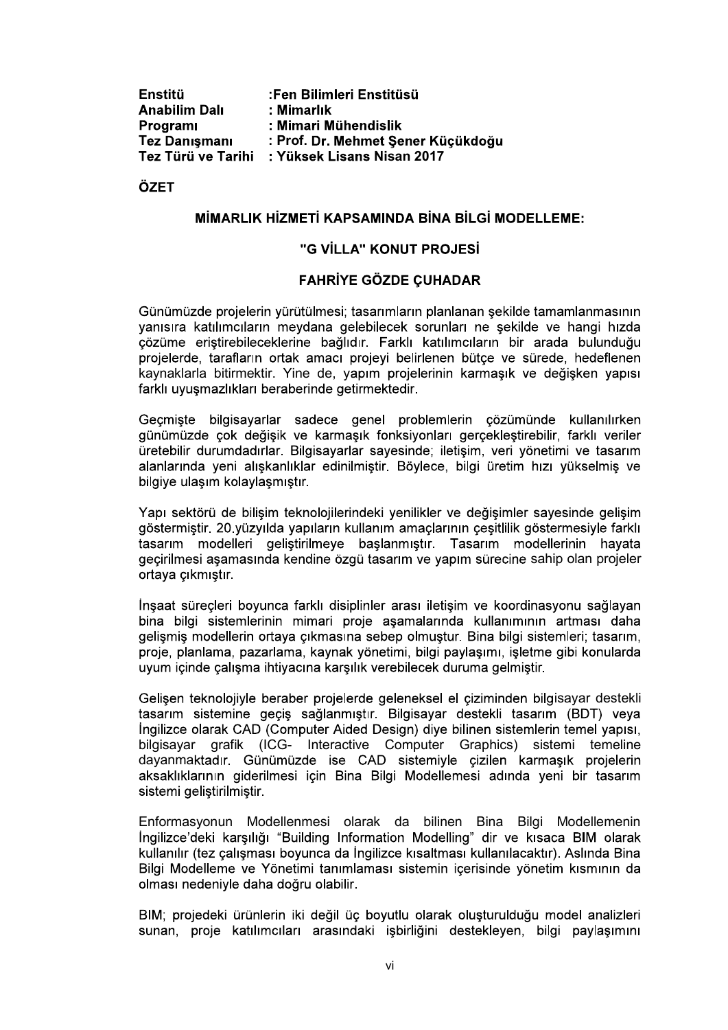**Enstitü** : **Fen Bilimleri Enstitüsü**
**Anabilim Dalı** : **Mimarlık**
**Programı** : **Mimari Mühendislik**
**Tez Danışmanı** : **Prof. Dr. Mehmet Şener Küçükdoğu**
**Tez Türü ve Tarihi** : **Yüksek Lisans Nisan 2017**

## ÖZET

### MİMARLIK HİZMETİ KAPSAMINDA BİNA BİLGİ MODELLEME:

### "G VİLLA" KONUT PROJESİ

### FAHRİYE GÖZDE ÇUHADAR

Günümüzde projelerin yürütülmesi; tasarımların planlanan şekilde tamamlanmasının yanısıra katılımcıların meydana gelebilecek sorunları ne şekilde ve hangi hızda çözüme eriştirebileceklerine bağlıdır. Farklı katılımcıların bir arada bulunduğu projelerde, tarafların ortak amacı projeyi belirlenen bütçe ve sürede, hedeflenen kaynaklarla bitirmektir. Yine de, yapım projelerinin karmaşık ve değişken yapısı farklı uyuşmazlıkları beraberinde getirmektedir.

Geçmişte bilgisayarlar sadece genel problemlerin çözümünde kullanılırken günümüzde çok değişik ve karmaşık fonksiyonları gerçekleştirebilir, farklı veriler üretebilir durumdadırlar. Bilgisayarlar sayesinde; iletişim, veri yönetimi ve tasarım alanlarında yeni alışkanlıklar edinilmiştir. Böylece, bilgi üretim hızı yükselmiş ve bilgiye ulaşım kolaylaşmıştır.

Yapı sektörü de bilişim teknolojilerindeki yenilikler ve değişimler sayesinde gelişim göstermiştir. 20.yüzyılda yapıların kullanım amaçlarının çeşitlilik göstermesiyle farklı tasarım modelleri geliştirilmeye başlanmıştır. Tasarım modellerinin hayata geçirilmesi aşamasında kendine özgü tasarım ve yapım sürecine sahip olan projeler ortaya çıkmıştır.

İnşaat süreçleri boyunca farklı disiplinler arası iletişim ve koordinasyonu sağlayan bina bilgi sistemlerinin mimari proje aşamalarında kullanımının artması daha gelişmiş modellerin ortaya çıkmasına sebep olmuştur. Bina bilgi sistemleri; tasarım, proje, planlama, pazarlama, kaynak yönetimi, bilgi paylaşımı, işletme gibi konularda uyum içinde çalışma ihtiyacına karşılık verebilecek duruma gelmiştir.

Gelişen teknolojiyle beraber projelerde geleneksel el çiziminden bilgisayar destekli tasarım sistemine geçiş sağlanmıştır. Bilgisayar destekli tasarım (BDT) veya İngilizce olarak CAD (Computer Aided Design) diye bilinen sistemlerin temel yapısı, bilgisayar grafik (ICG- Interactive Computer Graphics) sistemi temeline dayanmaktadır. Günümüzde ise CAD sistemiyle çizilen karmaşık projelerin aksaklıklarının giderilmesi için Bina Bilgi Modellemesi adında yeni bir tasarım sistemi geliştirilmiştir.

Enformasyonun Modellenmesi olarak da bilinen Bina Bilgi Modellemenin İngilizce'deki karşılığı "Building Information Modelling" dir ve kısaca BIM olarak kullanılır (tez çalışması boyunca da İngilizce kısaltması kullanılacaktır). Aslında Bina Bilgi Modelleme ve Yönetimi tanımlaması sistemin içerisinde yönetim kısmının da olması nedeniyle daha doğru olabilir.

BIM; projedeki ürünlerin iki değil üç boyutlu olarak oluşturulduğu model analizleri sunan, proje katılımcıları arasındaki işbirliğini destekleyen, bilgi paylaşımını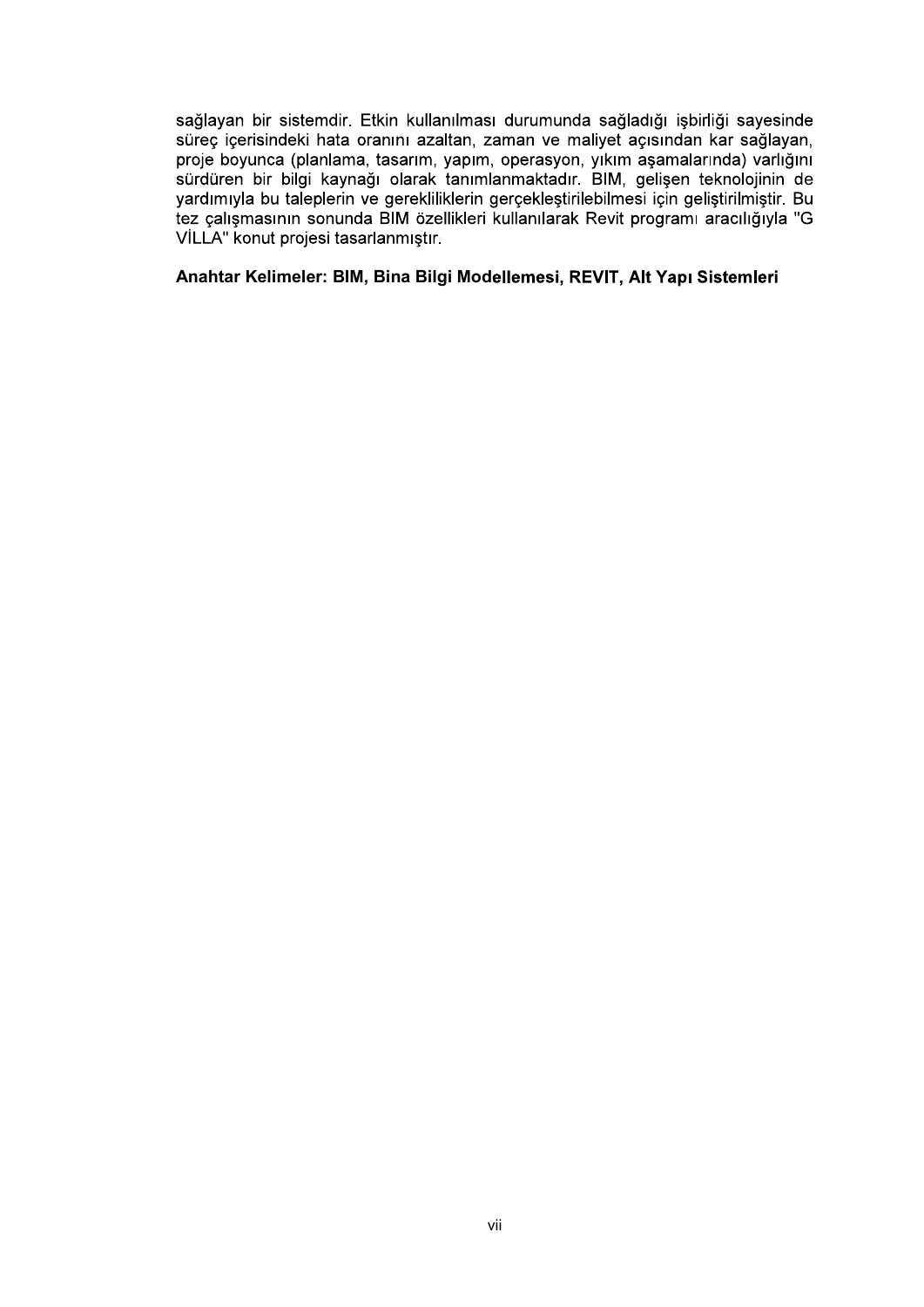sağlayan bir sistemdir. Etkin kullanılması durumunda sağladığı işbirliği sayesinde süreç içerisindeki hata oranını azaltan, zaman ve maliyet açısından kar sağlayan, proje boyunca (planlama, tasarım, yapım, operasyon, yıkım aşamalarında) varlığını sürdüren bir bilgi kaynağı olarak tanımlanmaktadır. BIM, gelişen teknolojinin de yardımıyla bu taleplerin ve gerekliliklerin gerçekleştirilebilmesi için geliştirilmiştir. Bu tez çalışmasının sonunda BIM özellikleri kullanılarak Revit programı aracılığıyla "G VİLLA" konut projesi tasarlanmıştır.

**Anahtar Kelimeler: BIM, Bina Bilgi Modellemesi, REVIT, Alt Yapı Sistemleri**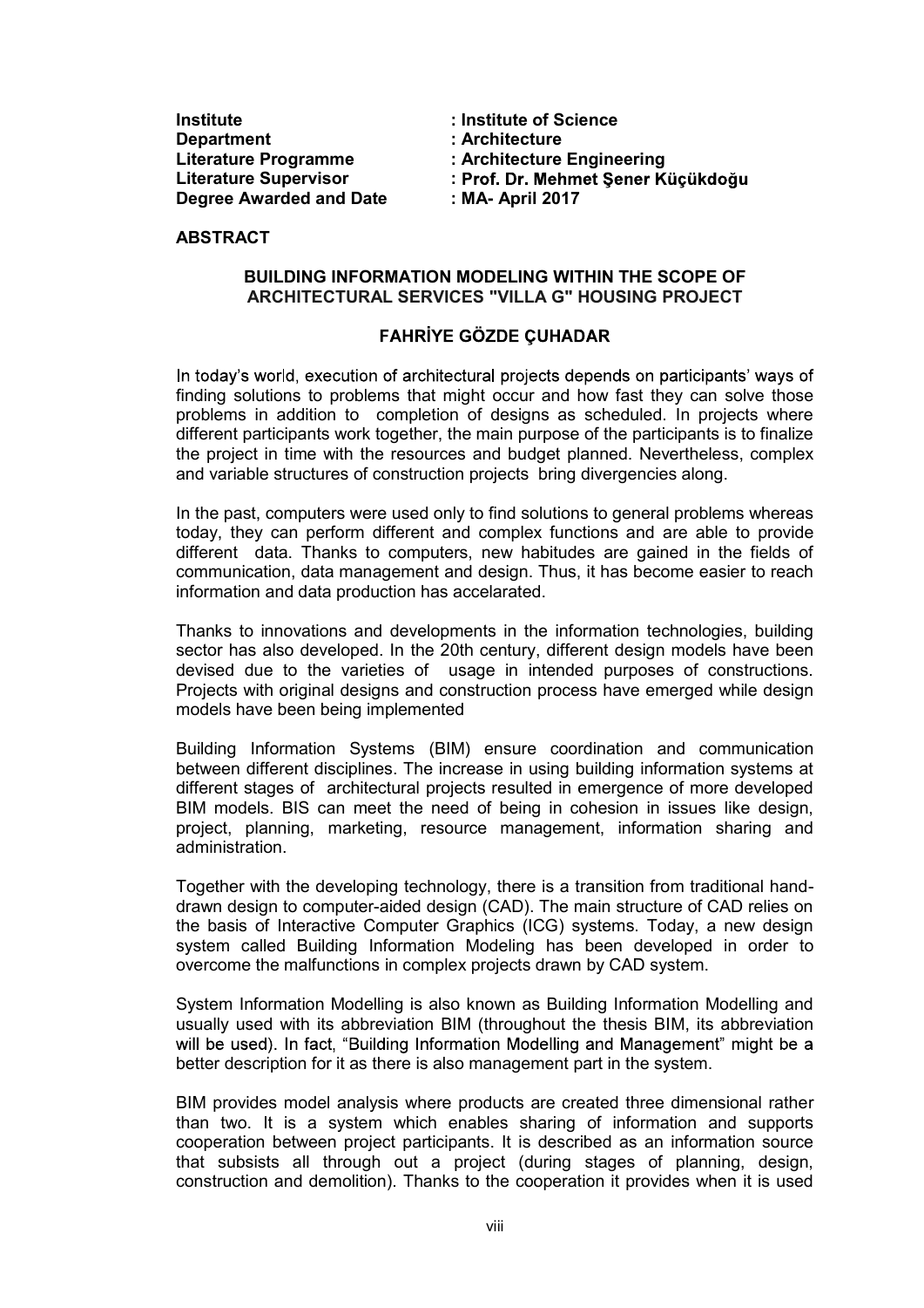| | |
|---|---|
| **Institute** | **: Institute of Science** |
| **Department** | **: Architecture** |
| **Literature Programme** | **: Architecture Engineering** |
| **Literature Supervisor** | **: Prof. Dr. Mehmet Şener Küçükdoğu** |
| **Degree Awarded and Date** | **: MA- April 2017** |

## ABSTRACT

### BUILDING INFORMATION MODELING WITHIN THE SCOPE OF ARCHITECTURAL SERVICES "VILLA G" HOUSING PROJECT

### FAHRİYE GÖZDE ÇUHADAR

In today's world, execution of architectural projects depends on participants' ways of finding solutions to problems that might occur and how fast they can solve those problems in addition to completion of designs as scheduled. In projects where different participants work together, the main purpose of the participants is to finalize the project in time with the resources and budget planned. Nevertheless, complex and variable structures of construction projects bring divergencies along.

In the past, computers were used only to find solutions to general problems whereas today, they can perform different and complex functions and are able to provide different data. Thanks to computers, new habitudes are gained in the fields of communication, data management and design. Thus, it has become easier to reach information and data production has accelarated.

Thanks to innovations and developments in the information technologies, building sector has also developed. In the 20th century, different design models have been devised due to the varieties of usage in intended purposes of constructions. Projects with original designs and construction process have emerged while design models have been being implemented

Building Information Systems (BIM) ensure coordination and communication between different disciplines. The increase in using building information systems at different stages of architectural projects resulted in emergence of more developed BIM models. BIS can meet the need of being in cohesion in issues like design, project, planning, marketing, resource management, information sharing and administration.

Together with the developing technology, there is a transition from traditional hand-drawn design to computer-aided design (CAD). The main structure of CAD relies on the basis of Interactive Computer Graphics (ICG) systems. Today, a new design system called Building Information Modeling has been developed in order to overcome the malfunctions in complex projects drawn by CAD system.

System Information Modelling is also known as Building Information Modelling and usually used with its abbreviation BIM (throughout the thesis BIM, its abbreviation will be used). In fact, "Building Information Modelling and Management" might be a better description for it as there is also management part in the system.

BIM provides model analysis where products are created three dimensional rather than two. It is a system which enables sharing of information and supports cooperation between project participants. It is described as an information source that subsists all through out a project (during stages of planning, design, construction and demolition). Thanks to the cooperation it provides when it is used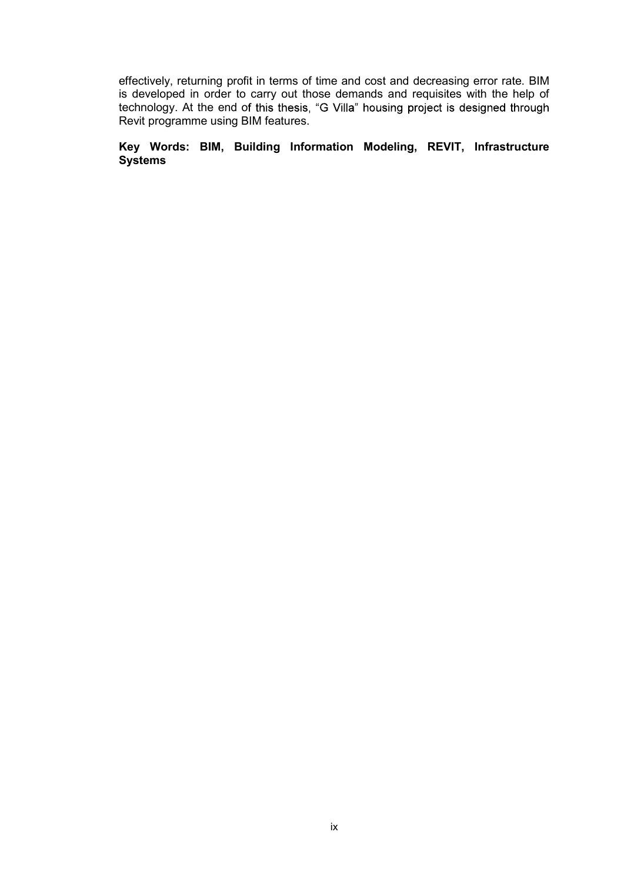effectively, returning profit in terms of time and cost and decreasing error rate. BIM is developed in order to carry out those demands and requisites with the help of technology. At the end of this thesis, “G Villa” housing project is designed through Revit programme using BIM features.

**Key Words: BIM, Building Information Modeling, REVIT, Infrastructure Systems**